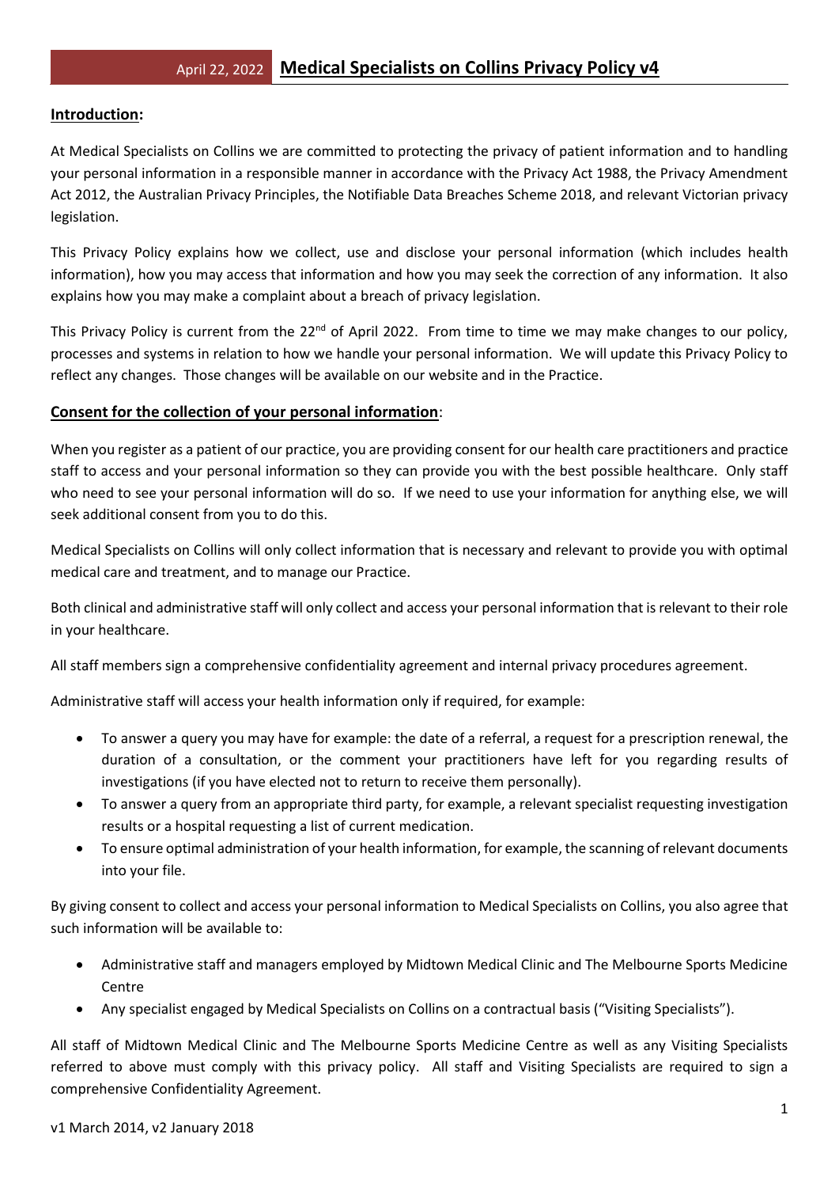# Medical Specialists on Collins Privacy Policy v4

April 22, 2022

## Introduction:

At Medical Specialists on Collins we are committed to protecting the privacy of patient information and to handling your personal information in a responsible manner in accordance with the Privacy Act 1988, the Privacy Amendment Act 2012, the Australian Privacy Principles, the Notifiable Data Breaches Scheme 2018, and relevant Victorian privacy legislation.

This Privacy Policy explains how we collect, use and disclose your personal information (which includes health information), how you may access that information and how you may seek the correction of any information. It also explains how you may make a complaint about a breach of privacy legislation.

This Privacy Policy is current from the 22nd of April 2022. From time to time we may make changes to our policy, processes and systems in relation to how we handle your personal information. We will update this Privacy Policy to reflect any changes. Those changes will be available on our website and in the Practice.

## Consent for the collection of your personal information:

When you register as a patient of our practice, you are providing consent for our health care practitioners and practice staff to access and your personal information so they can provide you with the best possible healthcare. Only staff who need to see your personal information will do so. If we need to use your information for anything else, we will seek additional consent from you to do this.

Medical Specialists on Collins will only collect information that is necessary and relevant to provide you with optimal medical care and treatment, and to manage our Practice.

Both clinical and administrative staff will only collect and access your personal information that is relevant to their role in your healthcare.

All staff members sign a comprehensive confidentiality agreement and internal privacy procedures agreement.

Administrative staff will access your health information only if required, for example:

- To answer a query you may have for example: the date of a referral, a request for a prescription renewal, the duration of a consultation, or the comment your practitioners have left for you regarding results of investigations (if you have elected not to return to receive them personally).
- To answer a query from an appropriate third party, for example, a relevant specialist requesting investigation results or a hospital requesting a list of current medication.
- To ensure optimal administration of your health information, for example, the scanning of relevant documents into your file.

By giving consent to collect and access your personal information to Medical Specialists on Collins, you also agree that such information will be available to:

- Administrative staff and managers employed by Midtown Medical Clinic and The Melbourne Sports Medicine Centre
- Any specialist engaged by Medical Specialists on Collins on a contractual basis ("Visiting Specialists").

All staff of Midtown Medical Clinic and The Melbourne Sports Medicine Centre as well as any Visiting Specialists referred to above must comply with this privacy policy. All staff and Visiting Specialists are required to sign a comprehensive Confidentiality Agreement.

v1 March 2014, v2 January 2018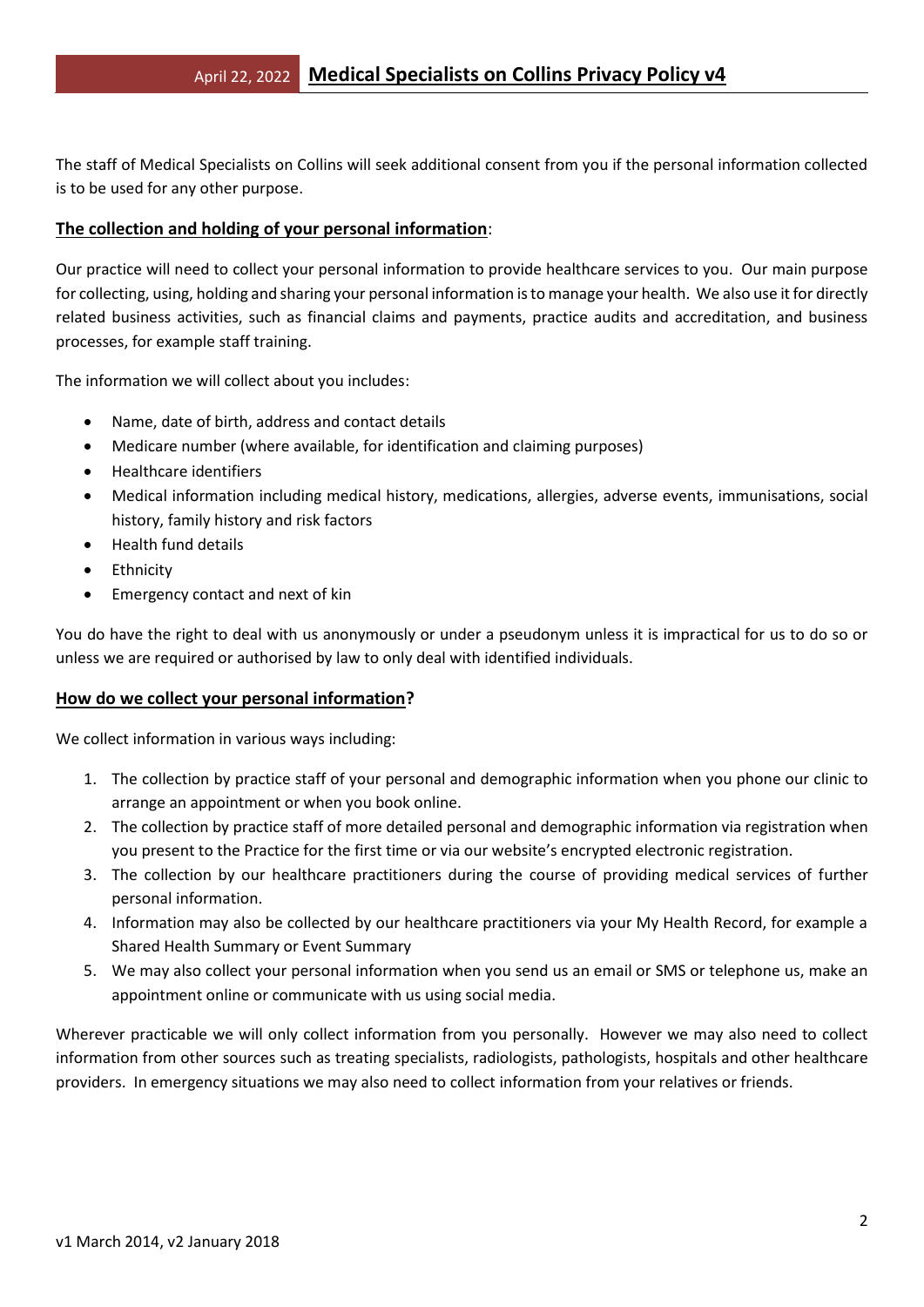The staff of Medical Specialists on Collins will seek additional consent from you if the personal information collected is to be used for any other purpose.

**The collection and holding of your personal information**:

Our practice will need to collect your personal information to provide healthcare services to you. Our main purpose for collecting, using, holding and sharing your personal information is to manage your health. We also use it for directly related business activities, such as financial claims and payments, practice audits and accreditation, and business processes, for example staff training.

The information we will collect about you includes:

- Name, date of birth, address and contact details
- Medicare number (where available, for identification and claiming purposes)
- Healthcare identifiers
- Medical information including medical history, medications, allergies, adverse events, immunisations, social history, family history and risk factors
- Health fund details
- Ethnicity
- Emergency contact and next of kin

You do have the right to deal with us anonymously or under a pseudonym unless it is impractical for us to do so or unless we are required or authorised by law to only deal with identified individuals.

**How do we collect your personal information?**

We collect information in various ways including:

1. The collection by practice staff of your personal and demographic information when you phone our clinic to arrange an appointment or when you book online.
2. The collection by practice staff of more detailed personal and demographic information via registration when you present to the Practice for the first time or via our website's encrypted electronic registration.
3. The collection by our healthcare practitioners during the course of providing medical services of further personal information.
4. Information may also be collected by our healthcare practitioners via your My Health Record, for example a Shared Health Summary or Event Summary
5. We may also collect your personal information when you send us an email or SMS or telephone us, make an appointment online or communicate with us using social media.

Wherever practicable we will only collect information from you personally. However we may also need to collect information from other sources such as treating specialists, radiologists, pathologists, hospitals and other healthcare providers. In emergency situations we may also need to collect information from your relatives or friends.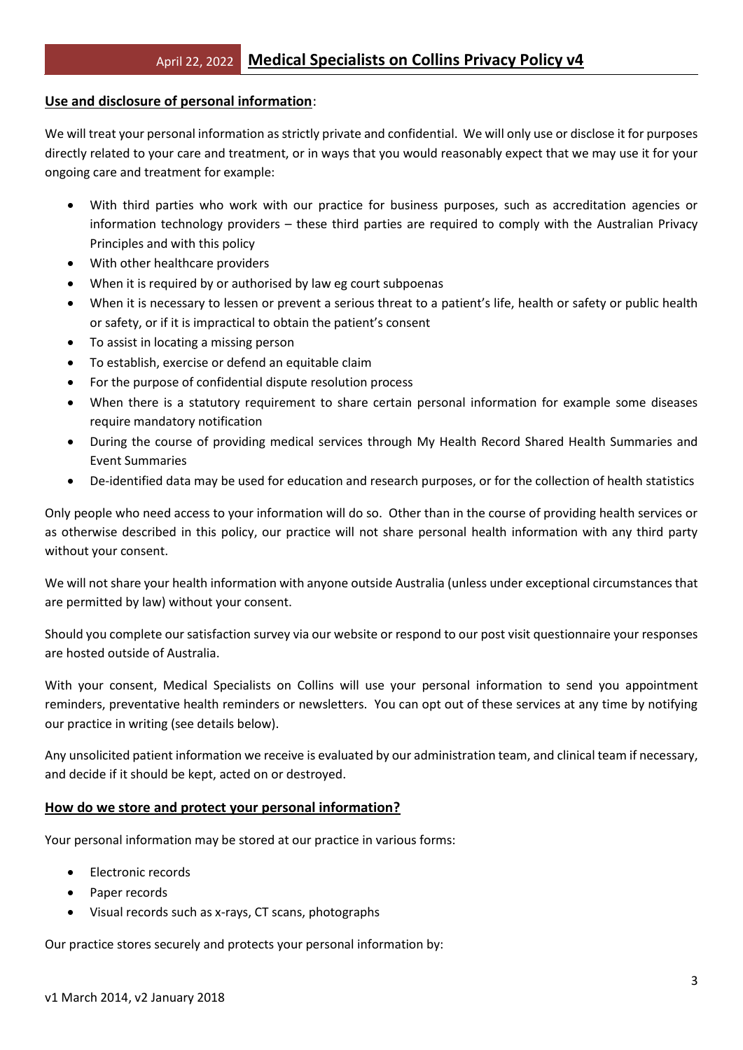## Use and disclosure of personal information:

We will treat your personal information as strictly private and confidential. We will only use or disclose it for purposes directly related to your care and treatment, or in ways that you would reasonably expect that we may use it for your ongoing care and treatment for example:

- With third parties who work with our practice for business purposes, such as accreditation agencies or information technology providers – these third parties are required to comply with the Australian Privacy Principles and with this policy
- With other healthcare providers
- When it is required by or authorised by law eg court subpoenas
- When it is necessary to lessen or prevent a serious threat to a patient's life, health or safety or public health or safety, or if it is impractical to obtain the patient's consent
- To assist in locating a missing person
- To establish, exercise or defend an equitable claim
- For the purpose of confidential dispute resolution process
- When there is a statutory requirement to share certain personal information for example some diseases require mandatory notification
- During the course of providing medical services through My Health Record Shared Health Summaries and Event Summaries
- De-identified data may be used for education and research purposes, or for the collection of health statistics

Only people who need access to your information will do so. Other than in the course of providing health services or as otherwise described in this policy, our practice will not share personal health information with any third party without your consent.

We will not share your health information with anyone outside Australia (unless under exceptional circumstances that are permitted by law) without your consent.

Should you complete our satisfaction survey via our website or respond to our post visit questionnaire your responses are hosted outside of Australia.

With your consent, Medical Specialists on Collins will use your personal information to send you appointment reminders, preventative health reminders or newsletters. You can opt out of these services at any time by notifying our practice in writing (see details below).

Any unsolicited patient information we receive is evaluated by our administration team, and clinical team if necessary, and decide if it should be kept, acted on or destroyed.

## How do we store and protect your personal information?

Your personal information may be stored at our practice in various forms:

- Electronic records
- Paper records
- Visual records such as x-rays, CT scans, photographs

Our practice stores securely and protects your personal information by: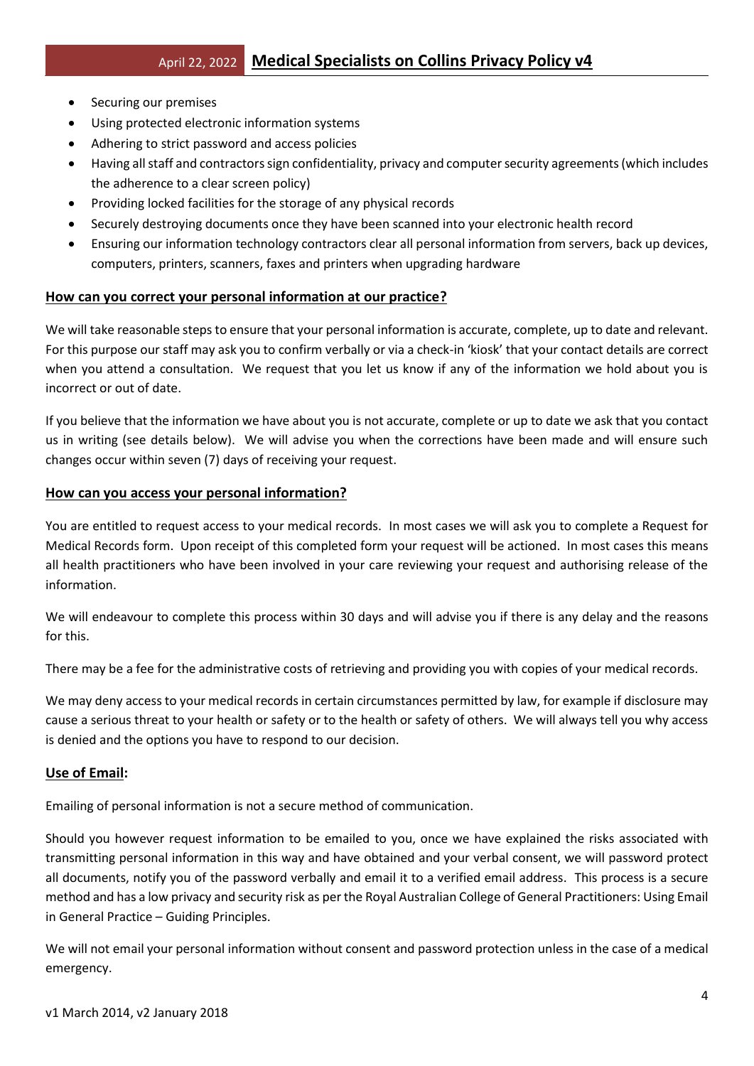- Securing our premises
- Using protected electronic information systems
- Adhering to strict password and access policies
- Having all staff and contractors sign confidentiality, privacy and computer security agreements (which includes the adherence to a clear screen policy)
- Providing locked facilities for the storage of any physical records
- Securely destroying documents once they have been scanned into your electronic health record
- Ensuring our information technology contractors clear all personal information from servers, back up devices, computers, printers, scanners, faxes and printers when upgrading hardware

## How can you correct your personal information at our practice?

We will take reasonable steps to ensure that your personal information is accurate, complete, up to date and relevant. For this purpose our staff may ask you to confirm verbally or via a check-in 'kiosk' that your contact details are correct when you attend a consultation. We request that you let us know if any of the information we hold about you is incorrect or out of date.

If you believe that the information we have about you is not accurate, complete or up to date we ask that you contact us in writing (see details below). We will advise you when the corrections have been made and will ensure such changes occur within seven (7) days of receiving your request.

## How can you access your personal information?

You are entitled to request access to your medical records. In most cases we will ask you to complete a Request for Medical Records form. Upon receipt of this completed form your request will be actioned. In most cases this means all health practitioners who have been involved in your care reviewing your request and authorising release of the information.

We will endeavour to complete this process within 30 days and will advise you if there is any delay and the reasons for this.

There may be a fee for the administrative costs of retrieving and providing you with copies of your medical records.

We may deny access to your medical records in certain circumstances permitted by law, for example if disclosure may cause a serious threat to your health or safety or to the health or safety of others. We will always tell you why access is denied and the options you have to respond to our decision.

## Use of Email:

Emailing of personal information is not a secure method of communication.

Should you however request information to be emailed to you, once we have explained the risks associated with transmitting personal information in this way and have obtained and your verbal consent, we will password protect all documents, notify you of the password verbally and email it to a verified email address. This process is a secure method and has a low privacy and security risk as per the Royal Australian College of General Practitioners: Using Email in General Practice – Guiding Principles.

We will not email your personal information without consent and password protection unless in the case of a medical emergency.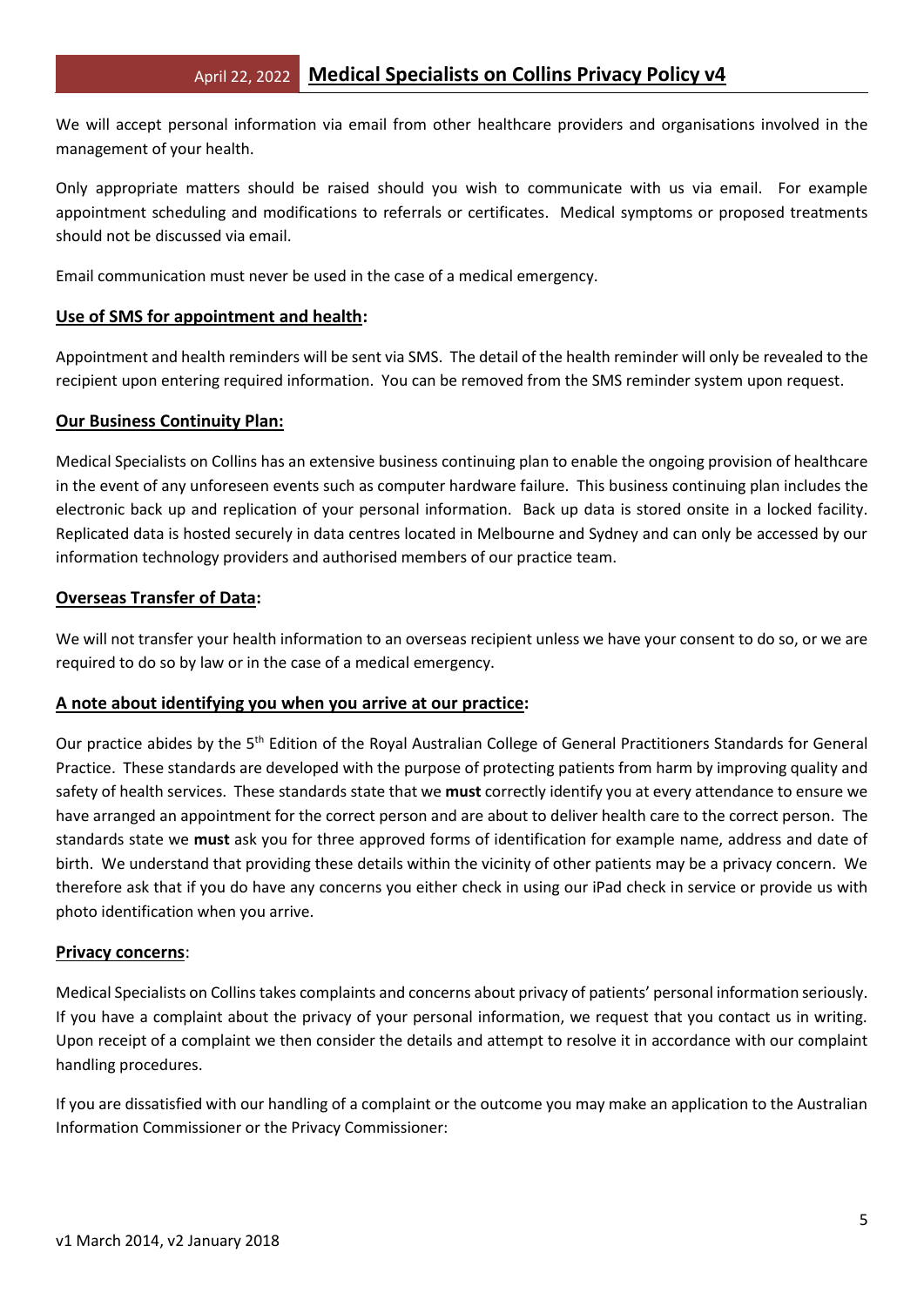We will accept personal information via email from other healthcare providers and organisations involved in the management of your health.

Only appropriate matters should be raised should you wish to communicate with us via email. For example appointment scheduling and modifications to referrals or certificates. Medical symptoms or proposed treatments should not be discussed via email.

Email communication must never be used in the case of a medical emergency.

**Use of SMS for appointment and health:**

Appointment and health reminders will be sent via SMS. The detail of the health reminder will only be revealed to the recipient upon entering required information. You can be removed from the SMS reminder system upon request.

**Our Business Continuity Plan:**

Medical Specialists on Collins has an extensive business continuing plan to enable the ongoing provision of healthcare in the event of any unforeseen events such as computer hardware failure. This business continuing plan includes the electronic back up and replication of your personal information. Back up data is stored onsite in a locked facility. Replicated data is hosted securely in data centres located in Melbourne and Sydney and can only be accessed by our information technology providers and authorised members of our practice team.

**Overseas Transfer of Data:**

We will not transfer your health information to an overseas recipient unless we have your consent to do so, or we are required to do so by law or in the case of a medical emergency.

**A note about identifying you when you arrive at our practice:**

Our practice abides by the 5th Edition of the Royal Australian College of General Practitioners Standards for General Practice. These standards are developed with the purpose of protecting patients from harm by improving quality and safety of health services. These standards state that we **must** correctly identify you at every attendance to ensure we have arranged an appointment for the correct person and are about to deliver health care to the correct person. The standards state we **must** ask you for three approved forms of identification for example name, address and date of birth. We understand that providing these details within the vicinity of other patients may be a privacy concern. We therefore ask that if you do have any concerns you either check in using our iPad check in service or provide us with photo identification when you arrive.

**Privacy concerns**:

Medical Specialists on Collins takes complaints and concerns about privacy of patients' personal information seriously. If you have a complaint about the privacy of your personal information, we request that you contact us in writing. Upon receipt of a complaint we then consider the details and attempt to resolve it in accordance with our complaint handling procedures.

If you are dissatisfied with our handling of a complaint or the outcome you may make an application to the Australian Information Commissioner or the Privacy Commissioner: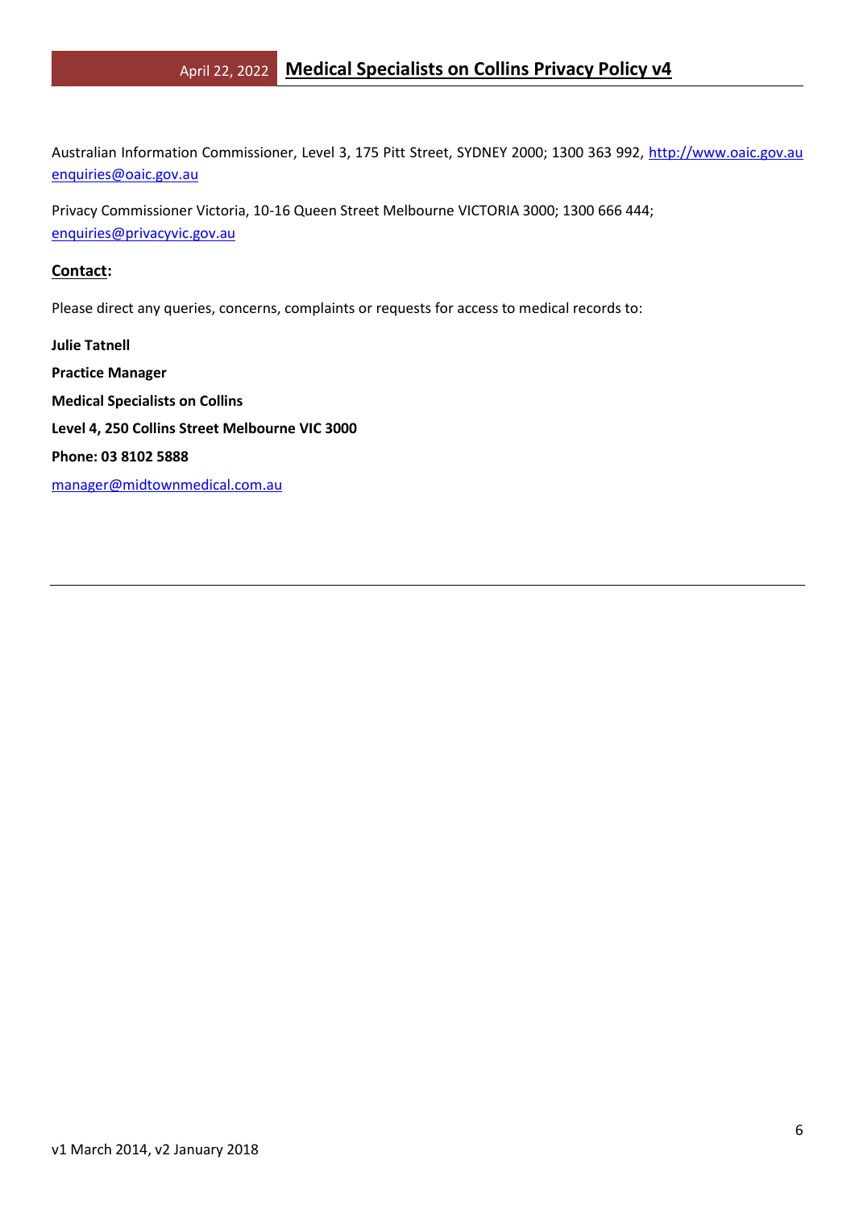Australian Information Commissioner, Level 3, 175 Pitt Street, SYDNEY 2000; 1300 363 992, http://www.oaic.gov.au enquiries@oaic.gov.au

Privacy Commissioner Victoria, 10-16 Queen Street Melbourne VICTORIA 3000; 1300 666 444; enquiries@privacyvic.gov.au

## Contact:

Please direct any queries, concerns, complaints or requests for access to medical records to:

**Julie Tatnell**

**Practice Manager**

**Medical Specialists on Collins**

**Level 4, 250 Collins Street Melbourne VIC 3000**

**Phone: 03 8102 5888**

manager@midtownmedical.com.au